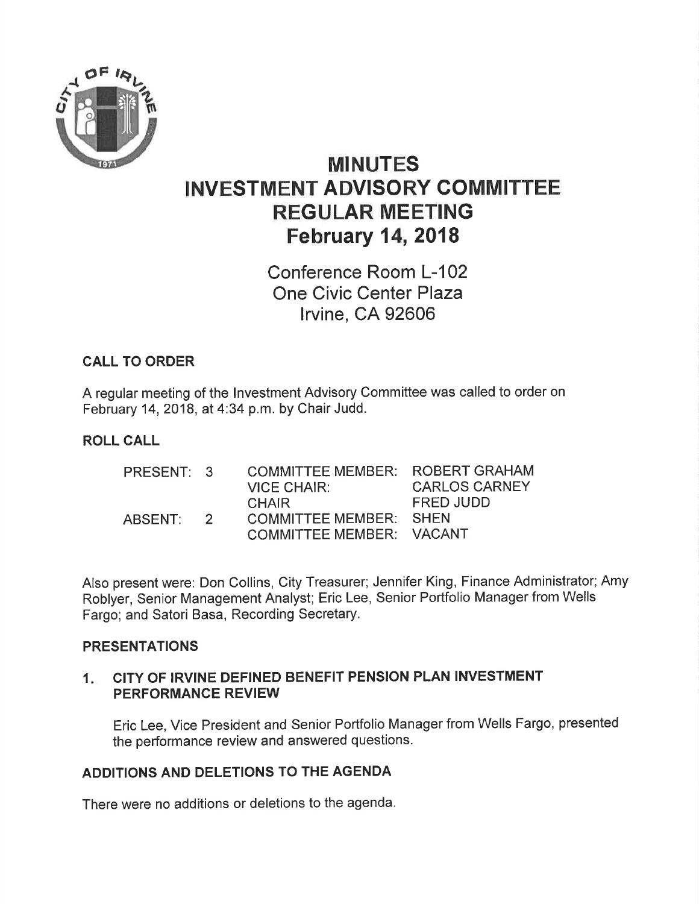# MINUTES
# INVESTMENT ADVISORY COMMITTEE
# REGULAR MEETING
# February 14, 2018

Conference Room L-102
One Civic Center Plaza
Irvine, CA 92606

## CALL TO ORDER

A regular meeting of the Investment Advisory Committee was called to order on February 14, 2018, at 4:34 p.m. by Chair Judd.

## ROLL CALL

| | | | |
|---|---|---|---|
| PRESENT: | 3 | COMMITTEE MEMBER: | ROBERT GRAHAM |
| | | VICE CHAIR: | CARLOS CARNEY |
| | | CHAIR | FRED JUDD |
| ABSENT: | 2 | COMMITTEE MEMBER: | SHEN |
| | | COMMITTEE MEMBER: | VACANT |

Also present were: Don Collins, City Treasurer; Jennifer King, Finance Administrator; Amy Roblyer, Senior Management Analyst; Eric Lee, Senior Portfolio Manager from Wells Fargo; and Satori Basa, Recording Secretary.

## PRESENTATIONS

### 1. CITY OF IRVINE DEFINED BENEFIT PENSION PLAN INVESTMENT PERFORMANCE REVIEW

Eric Lee, Vice President and Senior Portfolio Manager from Wells Fargo, presented the performance review and answered questions.

## ADDITIONS AND DELETIONS TO THE AGENDA

There were no additions or deletions to the agenda.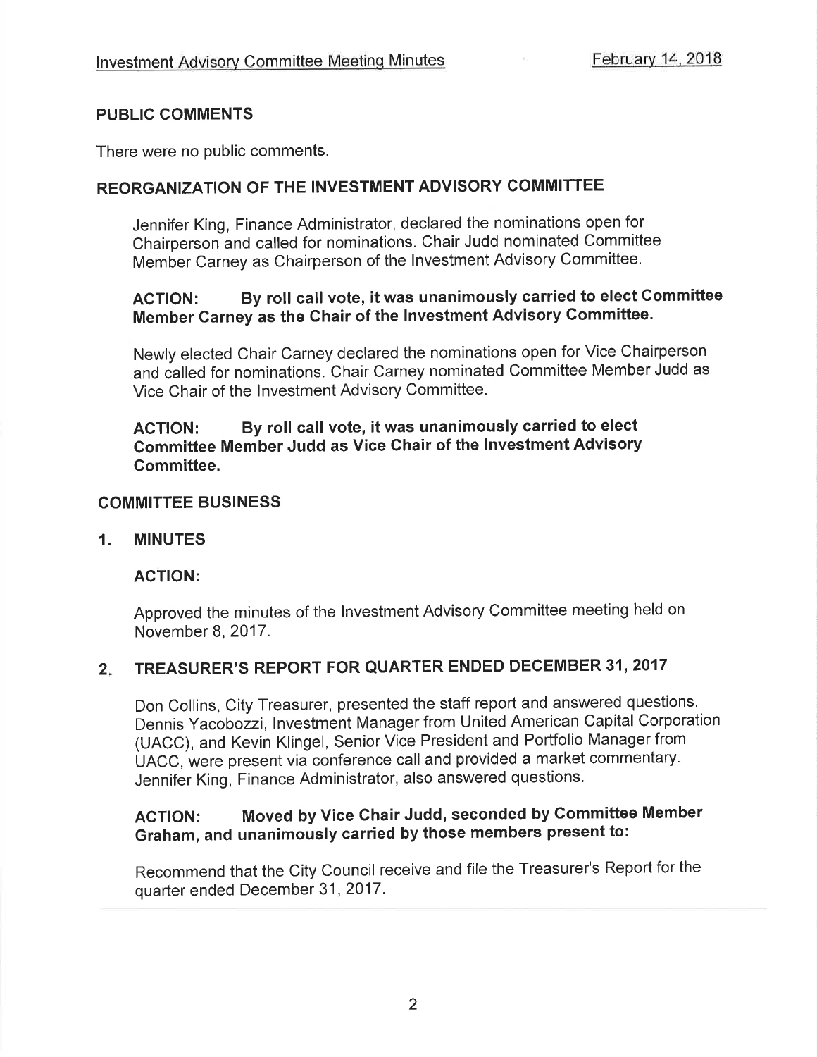## PUBLIC COMMENTS

There were no public comments.

## REORGANIZATION OF THE INVESTMENT ADVISORY COMMITTEE

Jennifer King, Finance Administrator, declared the nominations open for Chairperson and called for nominations. Chair Judd nominated Committee Member Carney as Chairperson of the Investment Advisory Committee.

**ACTION: By roll call vote, it was unanimously carried to elect Committee Member Carney as the Chair of the Investment Advisory Committee.**

Newly elected Chair Carney declared the nominations open for Vice Chairperson and called for nominations. Chair Carney nominated Committee Member Judd as Vice Chair of the Investment Advisory Committee.

**ACTION: By roll call vote, it was unanimously carried to elect Committee Member Judd as Vice Chair of the Investment Advisory Committee.**

## COMMITTEE BUSINESS

### 1. MINUTES

**ACTION:**

Approved the minutes of the Investment Advisory Committee meeting held on November 8, 2017.

### 2. TREASURER'S REPORT FOR QUARTER ENDED DECEMBER 31, 2017

Don Collins, City Treasurer, presented the staff report and answered questions. Dennis Yacobozzi, Investment Manager from United American Capital Corporation (UACC), and Kevin Klingel, Senior Vice President and Portfolio Manager from UACC, were present via conference call and provided a market commentary. Jennifer King, Finance Administrator, also answered questions.

**ACTION: Moved by Vice Chair Judd, seconded by Committee Member Graham, and unanimously carried by those members present to:**

Recommend that the City Council receive and file the Treasurer's Report for the quarter ended December 31, 2017.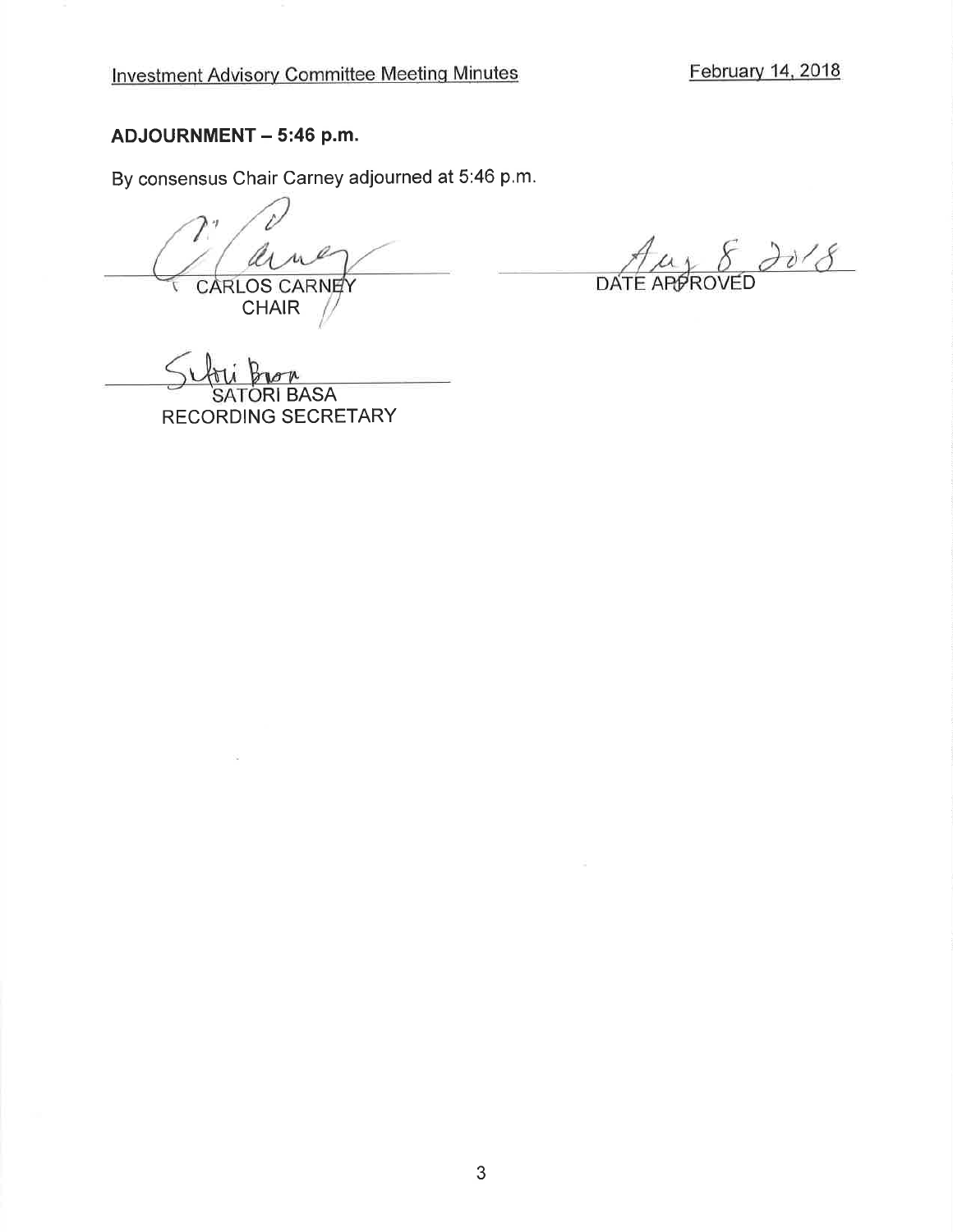## ADJOURNMENT – 5:46 p.m.

By consensus Chair Carney adjourned at 5:46 p.m.

CARLOS CARNEY
CHAIR

Aug 8, 2018
DATE APPROVED

SATORI BASA
RECORDING SECRETARY